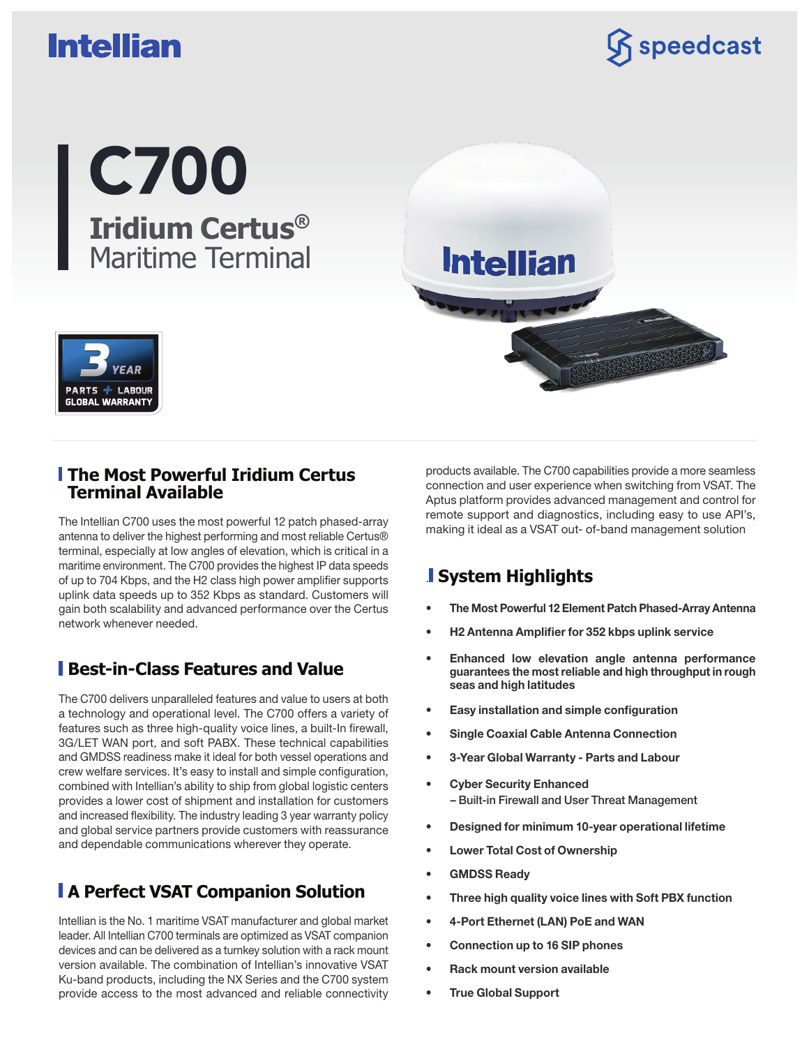Intellian

speedcast

# C700

## Iridium Certus® Maritime Terminal

3 YEAR PARTS + LABOUR GLOBAL WARRANTY

## The Most Powerful Iridium Certus Terminal Available

The Intellian C700 uses the most powerful 12 patch phased-array antenna to deliver the highest performing and most reliable Certus® terminal, especially at low angles of elevation, which is critical in a maritime environment. The C700 provides the highest IP data speeds of up to 704 Kbps, and the H2 class high power amplifier supports uplink data speeds up to 352 Kbps as standard. Customers will gain both scalability and advanced performance over the Certus network whenever needed.

## Best-in-Class Features and Value

The C700 delivers unparalleled features and value to users at both a technology and operational level. The C700 offers a variety of features such as three high-quality voice lines, a built-In firewall, 3G/LET WAN port, and soft PABX. These technical capabilities and GMDSS readiness make it ideal for both vessel operations and crew welfare services. It's easy to install and simple configuration, combined with Intellian's ability to ship from global logistic centers provides a lower cost of shipment and installation for customers and increased flexibility. The industry leading 3 year warranty policy and global service partners provide customers with reassurance and dependable communications wherever they operate.

## A Perfect VSAT Companion Solution

Intellian is the No. 1 maritime VSAT manufacturer and global market leader. All Intellian C700 terminals are optimized as VSAT companion devices and can be delivered as a turnkey solution with a rack mount version available. The combination of Intellian's innovative VSAT Ku-band products, including the NX Series and the C700 system provide access to the most advanced and reliable connectivity products available. The C700 capabilities provide a more seamless connection and user experience when switching from VSAT. The Aptus platform provides advanced management and control for remote support and diagnostics, including easy to use API's, making it ideal as a VSAT out- of-band management solution

## System Highlights

- **The Most Powerful 12 Element Patch Phased-Array Antenna**
- **H2 Antenna Amplifier for 352 kbps uplink service**
- **Enhanced low elevation angle antenna performance guarantees the most reliable and high throughput in rough seas and high latitudes**
- **Easy installation and simple configuration**
- **Single Coaxial Cable Antenna Connection**
- **3-Year Global Warranty - Parts and Labour**
- **Cyber Security Enhanced**
  – Built-in Firewall and User Threat Management
- **Designed for minimum 10-year operational lifetime**
- **Lower Total Cost of Ownership**
- **GMDSS Ready**
- **Three high quality voice lines with Soft PBX function**
- **4-Port Ethernet (LAN) PoE and WAN**
- **Connection up to 16 SIP phones**
- **Rack mount version available**
- **True Global Support**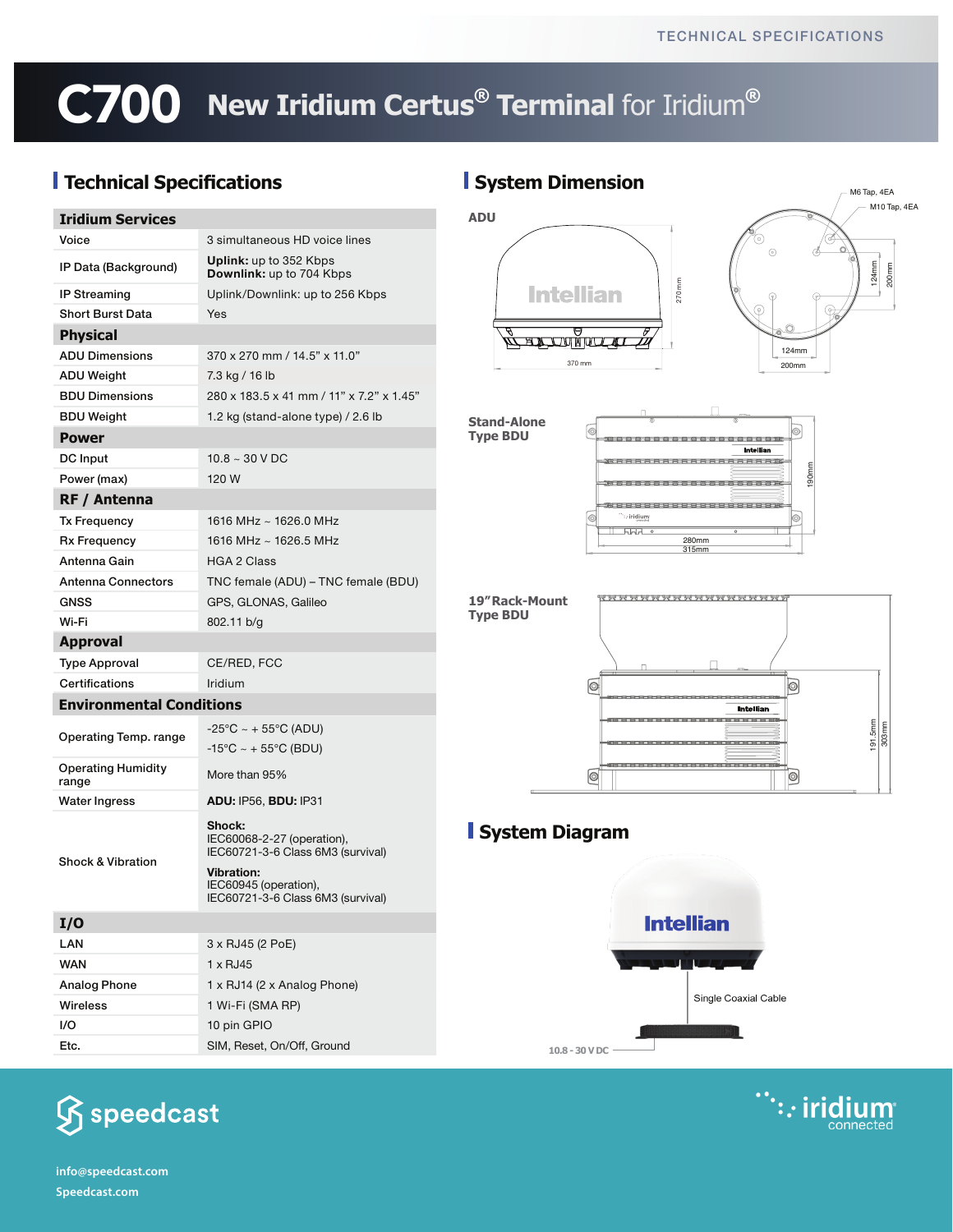# C700 New Iridium Certus® Terminal for Iridium®

## Technical Specifications

| | |
|---|---|
| **Iridium Services** | |
| Voice | 3 simultaneous HD voice lines |
| IP Data (Background) | **Uplink:** up to 352 Kbps<br>**Downlink:** up to 704 Kbps |
| IP Streaming | Uplink/Downlink: up to 256 Kbps |
| Short Burst Data | Yes |
| **Physical** | |
| ADU Dimensions | 370 x 270 mm / 14.5" x 11.0" |
| ADU Weight | 7.3 kg / 16 lb |
| BDU Dimensions | 280 x 183.5 x 41 mm / 11" x 7.2" x 1.45" |
| BDU Weight | 1.2 kg (stand-alone type) / 2.6 lb |
| **Power** | |
| DC Input | 10.8 ~ 30 V DC |
| Power (max) | 120 W |
| **RF / Antenna** | |
| Tx Frequency | 1616 MHz ~ 1626.0 MHz |
| Rx Frequency | 1616 MHz ~ 1626.5 MHz |
| Antenna Gain | HGA 2 Class |
| Antenna Connectors | TNC female (ADU) – TNC female (BDU) |
| GNSS | GPS, GLONAS, Galileo |
| Wi-Fi | 802.11 b/g |
| **Approval** | |
| Type Approval | CE/RED, FCC |
| Certifications | Iridium |
| **Environmental Conditions** | |
| Operating Temp. range | -25°C ~ + 55°C (ADU)<br>-15°C ~ + 55°C (BDU) |
| Operating Humidity range | More than 95% |
| Water Ingress | **ADU:** IP56, **BDU:** IP31 |
| Shock & Vibration | **Shock:**<br>IEC60068-2-27 (operation),<br>IEC60721-3-6 Class 6M3 (survival)<br>**Vibration:**<br>IEC60945 (operation),<br>IEC60721-3-6 Class 6M3 (survival) |
| **I/O** | |
| LAN | 3 x RJ45 (2 PoE) |
| WAN | 1 x RJ45 |
| Analog Phone | 1 x RJ14 (2 x Analog Phone) |
| Wireless | 1 Wi-Fi (SMA RP) |
| I/O | 10 pin GPIO |
| Etc. | SIM, Reset, On/Off, Ground |

## System Dimension

**ADU**

Intellian

270 mm

370 mm

M6 Tap, 4EA

M10 Tap, 4EA

124mm

200mm

124mm

200mm

**Stand-Alone Type BDU**

190mm

280mm

315mm

**19" Rack-Mount Type BDU**

191.5mm

303mm

## System Diagram

Intellian

Single Coaxial Cable

10.8 - 30 V DC

speedcast

iridium connected

info@speedcast.com

Speedcast.com